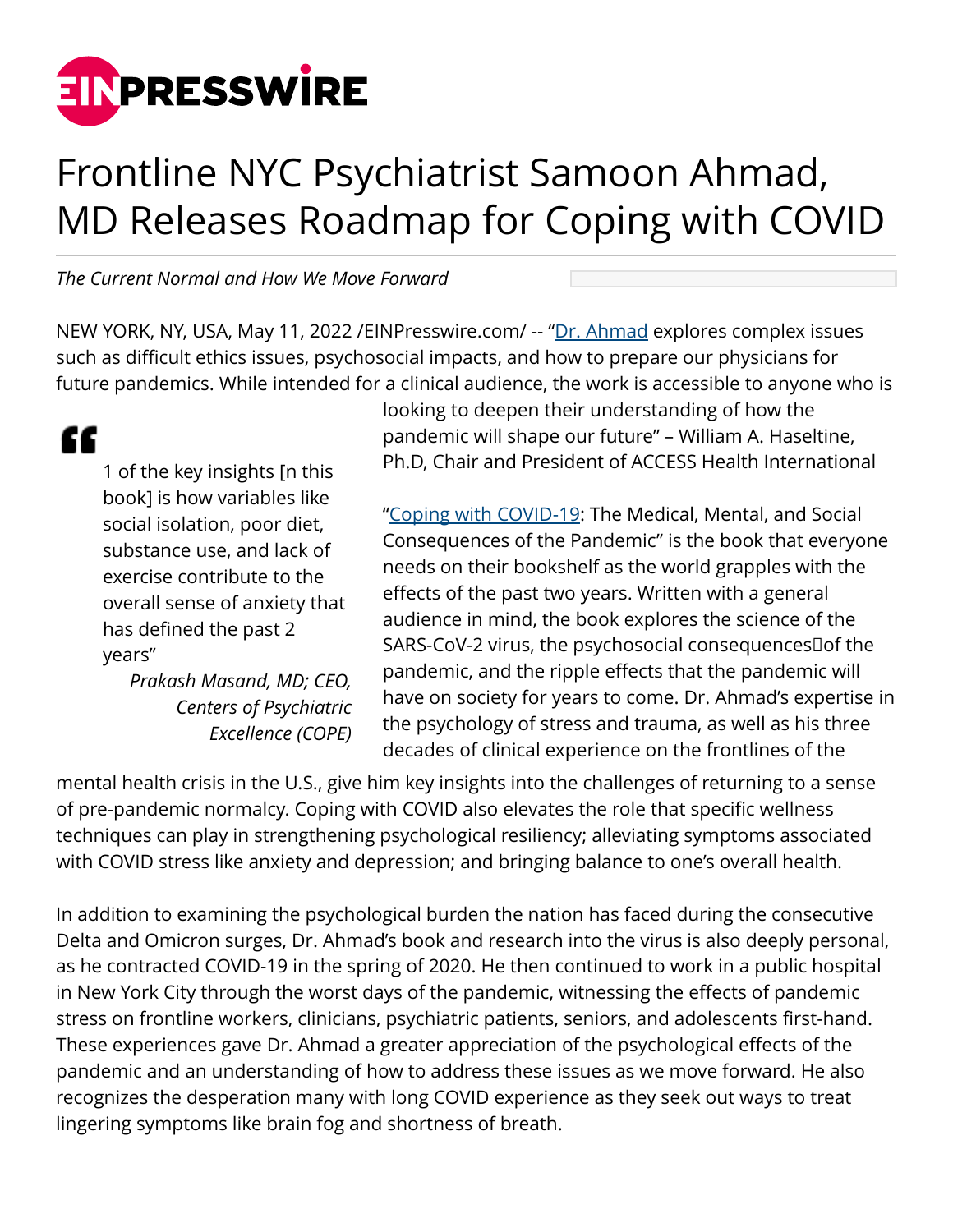# Frontline NYC Psychiatrist Samoon Ahmad, MD Releases Roadmap for Coping with COVID

*The Current Normal and How We Move Forward*

NEW YORK, NY, USA, May 11, 2022 /EINPresswire.com/ -- "Dr. Ahmad explores complex issues such as difficult ethics issues, psychosocial impacts, and how to prepare our physicians for future pandemics. While intended for a clinical audience, the work is accessible to anyone who is looking to deepen their understanding of how the pandemic will shape our future" – William A. Haseltine, Ph.D, Chair and President of ACCESS Health International

> 1 of the key insights [n this book] is how variables like social isolation, poor diet, substance use, and lack of exercise contribute to the overall sense of anxiety that has defined the past 2 years"
>
> *Prakash Masand, MD; CEO, Centers of Psychiatric Excellence (COPE)*

"Coping with COVID-19: The Medical, Mental, and Social Consequences of the Pandemic" is the book that everyone needs on their bookshelf as the world grapples with the effects of the past two years. Written with a general audience in mind, the book explores the science of the SARS-CoV-2 virus, the psychosocial consequences of the pandemic, and the ripple effects that the pandemic will have on society for years to come. Dr. Ahmad's expertise in the psychology of stress and trauma, as well as his three decades of clinical experience on the frontlines of the mental health crisis in the U.S., give him key insights into the challenges of returning to a sense of pre-pandemic normalcy. Coping with COVID also elevates the role that specific wellness techniques can play in strengthening psychological resiliency; alleviating symptoms associated with COVID stress like anxiety and depression; and bringing balance to one's overall health.

In addition to examining the psychological burden the nation has faced during the consecutive Delta and Omicron surges, Dr. Ahmad's book and research into the virus is also deeply personal, as he contracted COVID-19 in the spring of 2020. He then continued to work in a public hospital in New York City through the worst days of the pandemic, witnessing the effects of pandemic stress on frontline workers, clinicians, psychiatric patients, seniors, and adolescents first-hand. These experiences gave Dr. Ahmad a greater appreciation of the psychological effects of the pandemic and an understanding of how to address these issues as we move forward. He also recognizes the desperation many with long COVID experience as they seek out ways to treat lingering symptoms like brain fog and shortness of breath.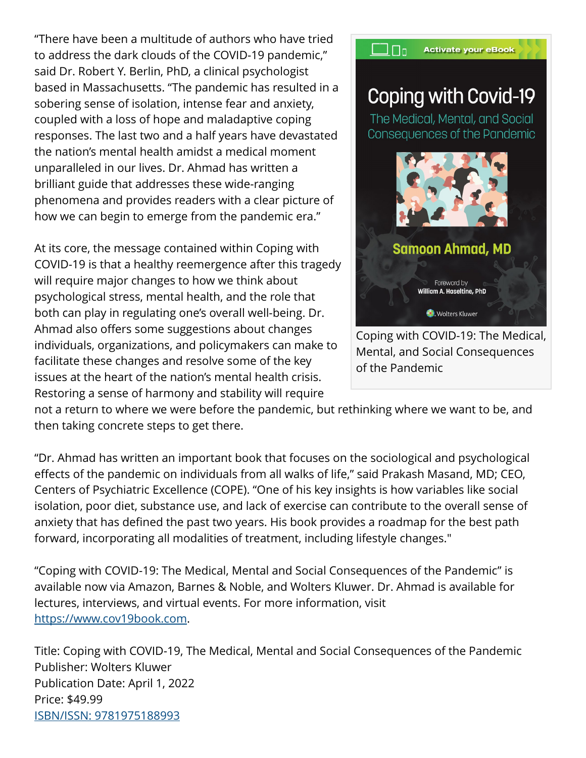"There have been a multitude of authors who have tried to address the dark clouds of the COVID-19 pandemic," said Dr. Robert Y. Berlin, PhD, a clinical psychologist based in Massachusetts. "The pandemic has resulted in a sobering sense of isolation, intense fear and anxiety, coupled with a loss of hope and maladaptive coping responses. The last two and a half years have devastated the nation's mental health amidst a medical moment unparalleled in our lives. Dr. Ahmad has written a brilliant guide that addresses these wide-ranging phenomena and provides readers with a clear picture of how we can begin to emerge from the pandemic era."

At its core, the message contained within Coping with COVID-19 is that a healthy reemergence after this tragedy will require major changes to how we think about psychological stress, mental health, and the role that both can play in regulating one's overall well-being. Dr. Ahmad also offers some suggestions about changes individuals, organizations, and policymakers can make to facilitate these changes and resolve some of the key issues at the heart of the nation's mental health crisis. Restoring a sense of harmony and stability will require not a return to where we were before the pandemic, but rethinking where we want to be, and then taking concrete steps to get there.

Coping with COVID-19: The Medical, Mental, and Social Consequences of the Pandemic

"Dr. Ahmad has written an important book that focuses on the sociological and psychological effects of the pandemic on individuals from all walks of life," said Prakash Masand, MD; CEO, Centers of Psychiatric Excellence (COPE). "One of his key insights is how variables like social isolation, poor diet, substance use, and lack of exercise can contribute to the overall sense of anxiety that has defined the past two years. His book provides a roadmap for the best path forward, incorporating all modalities of treatment, including lifestyle changes."

"Coping with COVID-19: The Medical, Mental and Social Consequences of the Pandemic" is available now via Amazon, Barnes & Noble, and Wolters Kluwer. Dr. Ahmad is available for lectures, interviews, and virtual events. For more information, visit [https://www.cov19book.com](https://www.cov19book.com).

Title: Coping with COVID-19, The Medical, Mental and Social Consequences of the Pandemic
Publisher: Wolters Kluwer
Publication Date: April 1, 2022
Price: $49.99
ISBN/ISSN: 9781975188993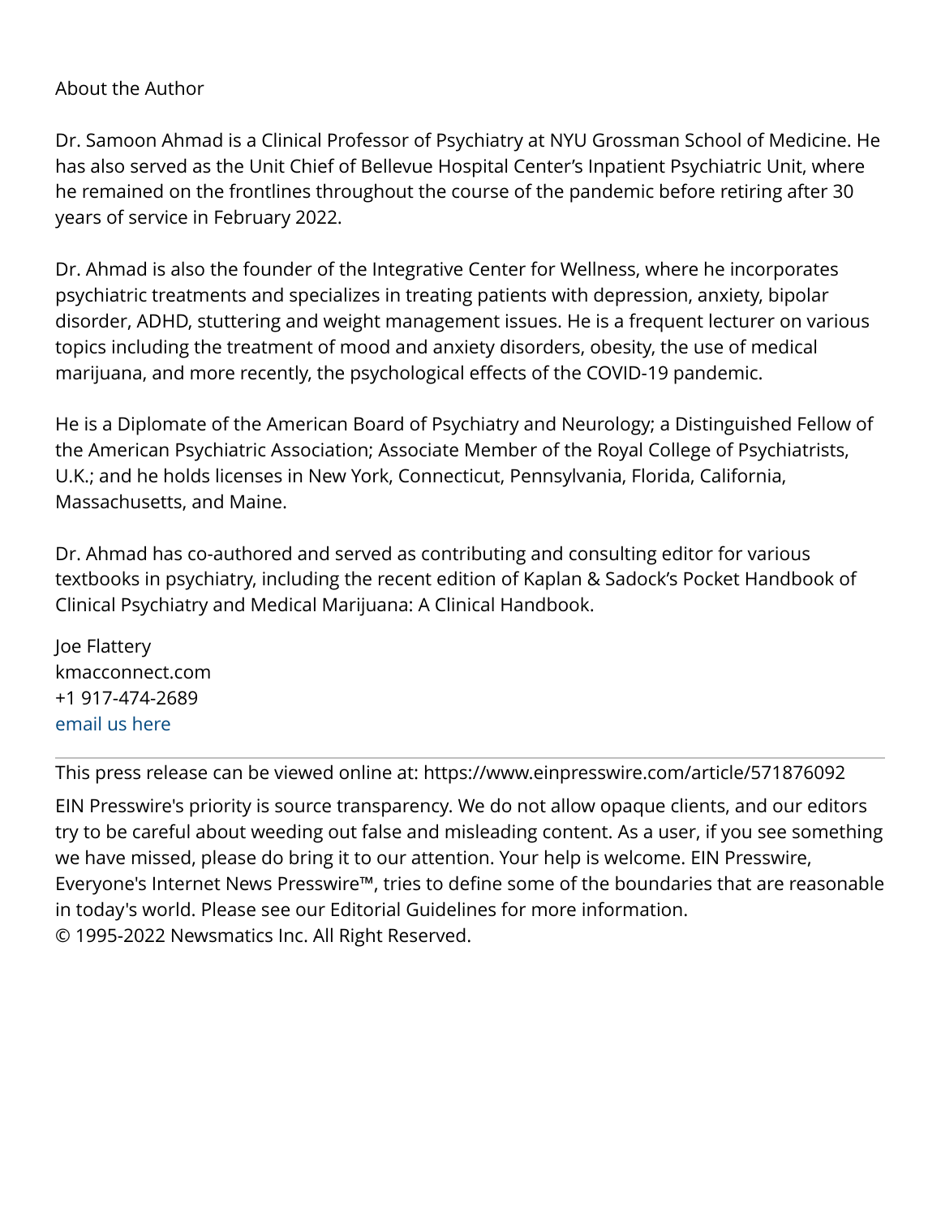About the Author

Dr. Samoon Ahmad is a Clinical Professor of Psychiatry at NYU Grossman School of Medicine. He has also served as the Unit Chief of Bellevue Hospital Center's Inpatient Psychiatric Unit, where he remained on the frontlines throughout the course of the pandemic before retiring after 30 years of service in February 2022.

Dr. Ahmad is also the founder of the Integrative Center for Wellness, where he incorporates psychiatric treatments and specializes in treating patients with depression, anxiety, bipolar disorder, ADHD, stuttering and weight management issues. He is a frequent lecturer on various topics including the treatment of mood and anxiety disorders, obesity, the use of medical marijuana, and more recently, the psychological effects of the COVID-19 pandemic.

He is a Diplomate of the American Board of Psychiatry and Neurology; a Distinguished Fellow of the American Psychiatric Association; Associate Member of the Royal College of Psychiatrists, U.K.; and he holds licenses in New York, Connecticut, Pennsylvania, Florida, California, Massachusetts, and Maine.

Dr. Ahmad has co-authored and served as contributing and consulting editor for various textbooks in psychiatry, including the recent edition of Kaplan & Sadock's Pocket Handbook of Clinical Psychiatry and Medical Marijuana: A Clinical Handbook.

Joe Flattery
kmacconnect.com
+1 917-474-2689
email us here

---

This press release can be viewed online at: https://www.einpresswire.com/article/571876092

EIN Presswire's priority is source transparency. We do not allow opaque clients, and our editors try to be careful about weeding out false and misleading content. As a user, if you see something we have missed, please do bring it to our attention. Your help is welcome. EIN Presswire, Everyone's Internet News Presswire™, tries to define some of the boundaries that are reasonable in today's world. Please see our Editorial Guidelines for more information.
© 1995-2022 Newsmatics Inc. All Right Reserved.